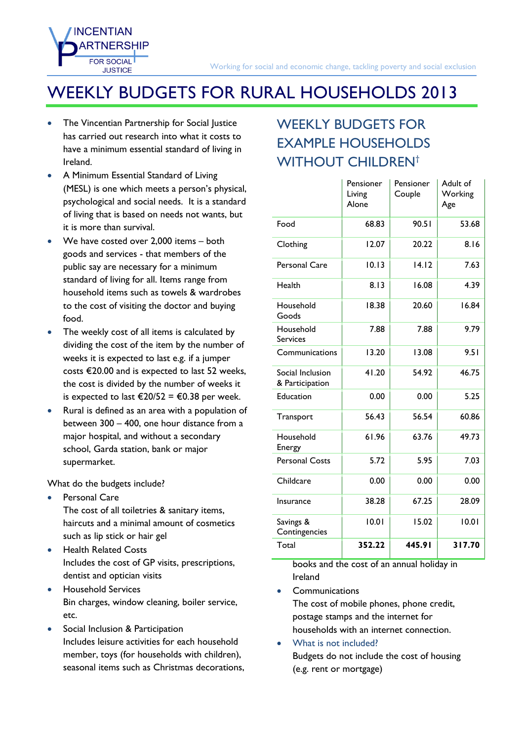# WEEKLY BUDGETS FOR RURAL HOUSEHOLDS 2013

Working for social and economic change, tackling poverty and social exclusion

- The Vincentian Partnership for Social Justice has carried out research into what it costs to have a minimum essential standard of living in Ireland.
- A Minimum Essential Standard of Living (MESL) is one which meets a person's physical, psychological and social needs. It is a standard of living that is based on needs not wants, but it is more than survival.
- We have costed over 2,000 items – both goods and services - that members of the public say are necessary for a minimum standard of living for all. Items range from household items such as towels & wardrobes to the cost of visiting the doctor and buying food.
- The weekly cost of all items is calculated by dividing the cost of the item by the number of weeks it is expected to last e.g. if a jumper costs €20.00 and is expected to last 52 weeks, the cost is divided by the number of weeks it is expected to last €20/52 = €0.38 per week.
- Rural is defined as an area with a population of between 300 – 400, one hour distance from a major hospital, and without a secondary school, Garda station, bank or major supermarket.

What do the budgets include?

- Personal Care
  The cost of all toiletries & sanitary items, haircuts and a minimal amount of cosmetics such as lip stick or hair gel
- Health Related Costs
  Includes the cost of GP visits, prescriptions, dentist and optician visits
- Household Services
  Bin charges, window cleaning, boiler service, etc.
- Social Inclusion & Participation
  Includes leisure activities for each household member, toys (for households with children), seasonal items such as Christmas decorations, books and the cost of an annual holiday in Ireland
- Communications
  The cost of mobile phones, phone credit, postage stamps and the internet for households with an internet connection.
- What is not included?
  Budgets do not include the cost of housing (e.g. rent or mortgage)

## WEEKLY BUDGETS FOR EXAMPLE HOUSEHOLDS WITHOUT CHILDREN†

| | Pensioner Living Alone | Pensioner Couple | Adult of Working Age |
|---|---|---|---|
| Food | 68.83 | 90.51 | 53.68 |
| Clothing | 12.07 | 20.22 | 8.16 |
| Personal Care | 10.13 | 14.12 | 7.63 |
| Health | 8.13 | 16.08 | 4.39 |
| Household Goods | 18.38 | 20.60 | 16.84 |
| Household Services | 7.88 | 7.88 | 9.79 |
| Communications | 13.20 | 13.08 | 9.51 |
| Social Inclusion & Participation | 41.20 | 54.92 | 46.75 |
| Education | 0.00 | 0.00 | 5.25 |
| Transport | 56.43 | 56.54 | 60.86 |
| Household Energy | 61.96 | 63.76 | 49.73 |
| Personal Costs | 5.72 | 5.95 | 7.03 |
| Childcare | 0.00 | 0.00 | 0.00 |
| Insurance | 38.28 | 67.25 | 28.09 |
| Savings & Contingencies | 10.01 | 15.02 | 10.01 |
| Total | **352.22** | **445.91** | **317.70** |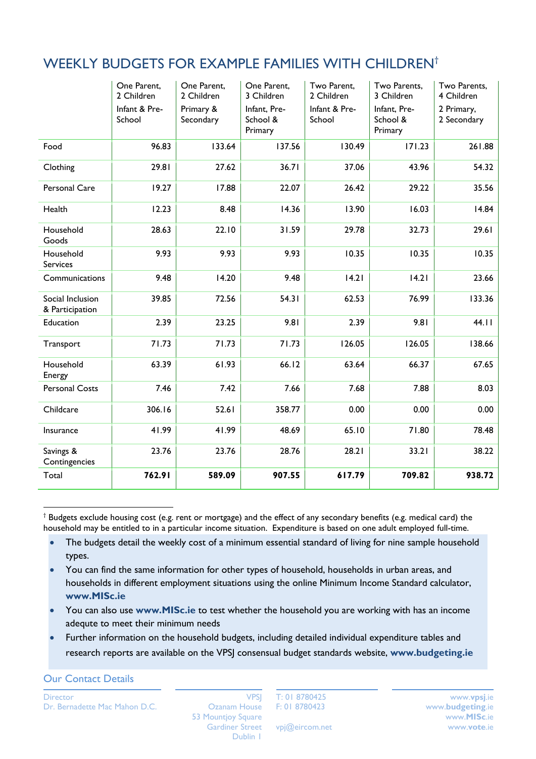# WEEKLY BUDGETS FOR EXAMPLE FAMILIES WITH CHILDREN[†]

| | One Parent, 2 Children<br>Infant & Pre-School | One Parent, 2 Children<br>Primary & Secondary | One Parent, 3 Children<br>Infant, Pre-School & Primary | Two Parent, 2 Children<br>Infant & Pre-School | Two Parents, 3 Children<br>Infant, Pre-School & Primary | Two Parents, 4 Children<br>2 Primary, 2 Secondary |
|---|---|---|---|---|---|---|
| Food | 96.83 | 133.64 | 137.56 | 130.49 | 171.23 | 261.88 |
| Clothing | 29.81 | 27.62 | 36.71 | 37.06 | 43.96 | 54.32 |
| Personal Care | 19.27 | 17.88 | 22.07 | 26.42 | 29.22 | 35.56 |
| Health | 12.23 | 8.48 | 14.36 | 13.90 | 16.03 | 14.84 |
| Household Goods | 28.63 | 22.10 | 31.59 | 29.78 | 32.73 | 29.61 |
| Household Services | 9.93 | 9.93 | 9.93 | 10.35 | 10.35 | 10.35 |
| Communications | 9.48 | 14.20 | 9.48 | 14.21 | 14.21 | 23.66 |
| Social Inclusion & Participation | 39.85 | 72.56 | 54.31 | 62.53 | 76.99 | 133.36 |
| Education | 2.39 | 23.25 | 9.81 | 2.39 | 9.81 | 44.11 |
| Transport | 71.73 | 71.73 | 71.73 | 126.05 | 126.05 | 138.66 |
| Household Energy | 63.39 | 61.93 | 66.12 | 63.64 | 66.37 | 67.65 |
| Personal Costs | 7.46 | 7.42 | 7.66 | 7.68 | 7.88 | 8.03 |
| Childcare | 306.16 | 52.61 | 358.77 | 0.00 | 0.00 | 0.00 |
| Insurance | 41.99 | 41.99 | 48.69 | 65.10 | 71.80 | 78.48 |
| Savings & Contingencies | 23.76 | 23.76 | 28.76 | 28.21 | 33.21 | 38.22 |
| Total | **762.91** | **589.09** | **907.55** | **617.79** | **709.82** | **938.72** |

[†] Budgets exclude housing cost (e.g. rent or mortgage) and the effect of any secondary benefits (e.g. medical card) the household may be entitled to in a particular income situation. Expenditure is based on one adult employed full-time.

- The budgets detail the weekly cost of a minimum essential standard of living for nine sample household types.
- You can find the same information for other types of household, households in urban areas, and households in different employment situations using the online Minimum Income Standard calculator, **www.MISc.ie**
- You can also use **www.MISc.ie** to test whether the household you are working with has an income adequte to meet their minimum needs
- Further information on the household budgets, including detailed individual expenditure tables and research reports are available on the VPSJ consensual budget standards website, **www.budgeting.ie**

## Our Contact Details

Director
Dr. Bernadette Mac Mahon D.C.

VPSJ
Ozanam House
53 Mountjoy Square
Gardiner Street
Dublin 1

T: 01 8780425
F: 01 8780423

vpj@eircom.net

www.**vpsj**.ie
www.**budgeting**.ie
www.**MISc**.ie
www.**vote**.ie